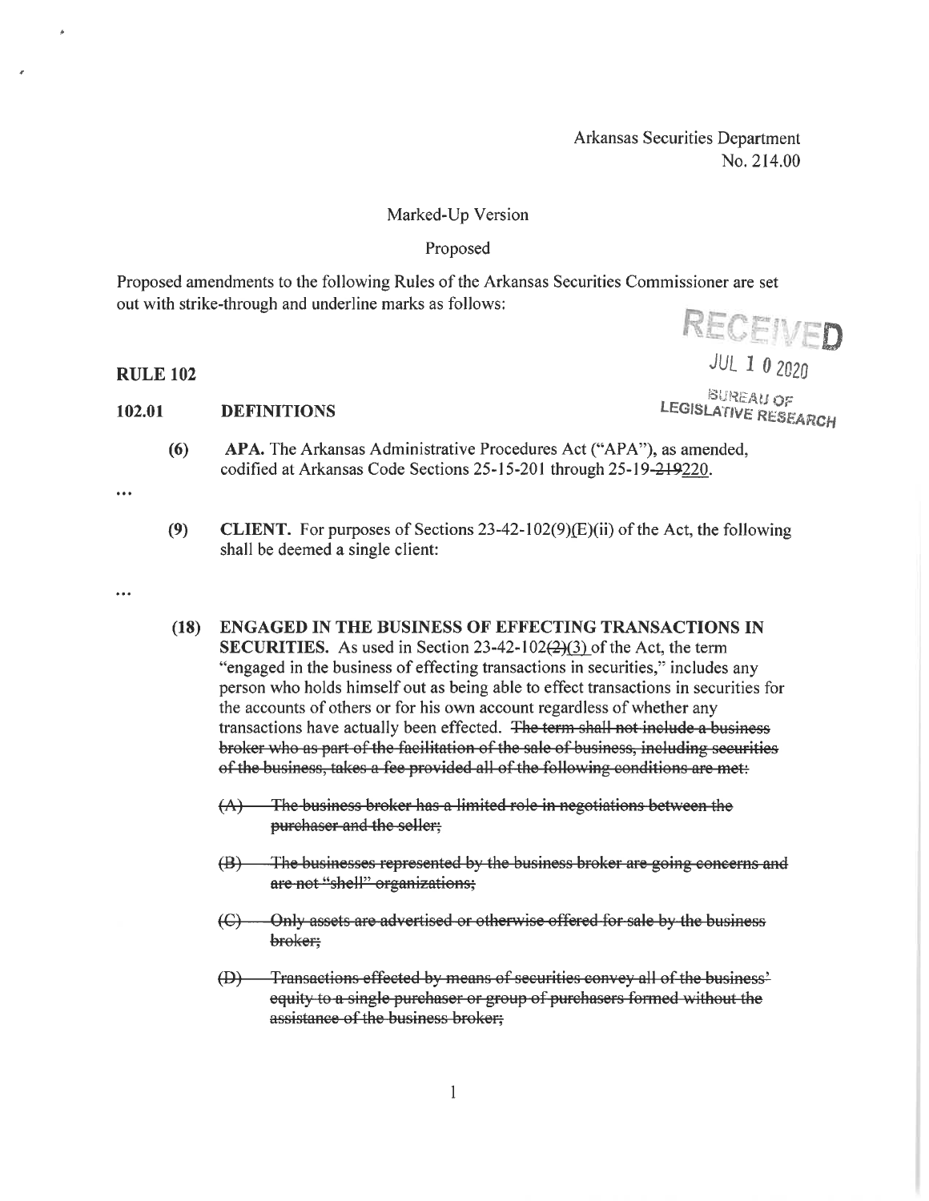Arkansas Securities Department
No. 214.00

Marked-Up Version

Proposed

Proposed amendments to the following Rules of the Arkansas Securities Commissioner are set out with strike-through and underline marks as follows:

RECEIVED
JUL 1 0 2020
BUREAU OF LEGISLATIVE RESEARCH

## RULE 102

### 102.01 DEFINITIONS

**(6) APA.** The Arkansas Administrative Procedures Act ("APA"), as amended, codified at Arkansas Code Sections 25-15-201 through 25-19-~~219~~<u>220</u>.

...

**(9) CLIENT.** For purposes of Sections 23-42-102(9)<u>(E)</u>(ii) of the Act, the following shall be deemed a single client:

...

**(18) ENGAGED IN THE BUSINESS OF EFFECTING TRANSACTIONS IN SECURITIES.** As used in Section 23-42-102~~(2)~~<u>(3)</u> of the Act, the term "engaged in the business of effecting transactions in securities," includes any person who holds himself out as being able to effect transactions in securities for the accounts of others or for his own account regardless of whether any transactions have actually been effected. ~~The term shall not include a business broker who as part of the facilitation of the sale of business, including securities of the business, takes a fee provided all of the following conditions are met:~~

~~(A) The business broker has a limited role in negotiations between the purchaser and the seller;~~

~~(B) The businesses represented by the business broker are going concerns and are not "shell" organizations;~~

~~(C) Only assets are advertised or otherwise offered for sale by the business broker;~~

~~(D) Transactions effected by means of securities convey all of the business' equity to a single purchaser or group of purchasers formed without the assistance of the business broker;~~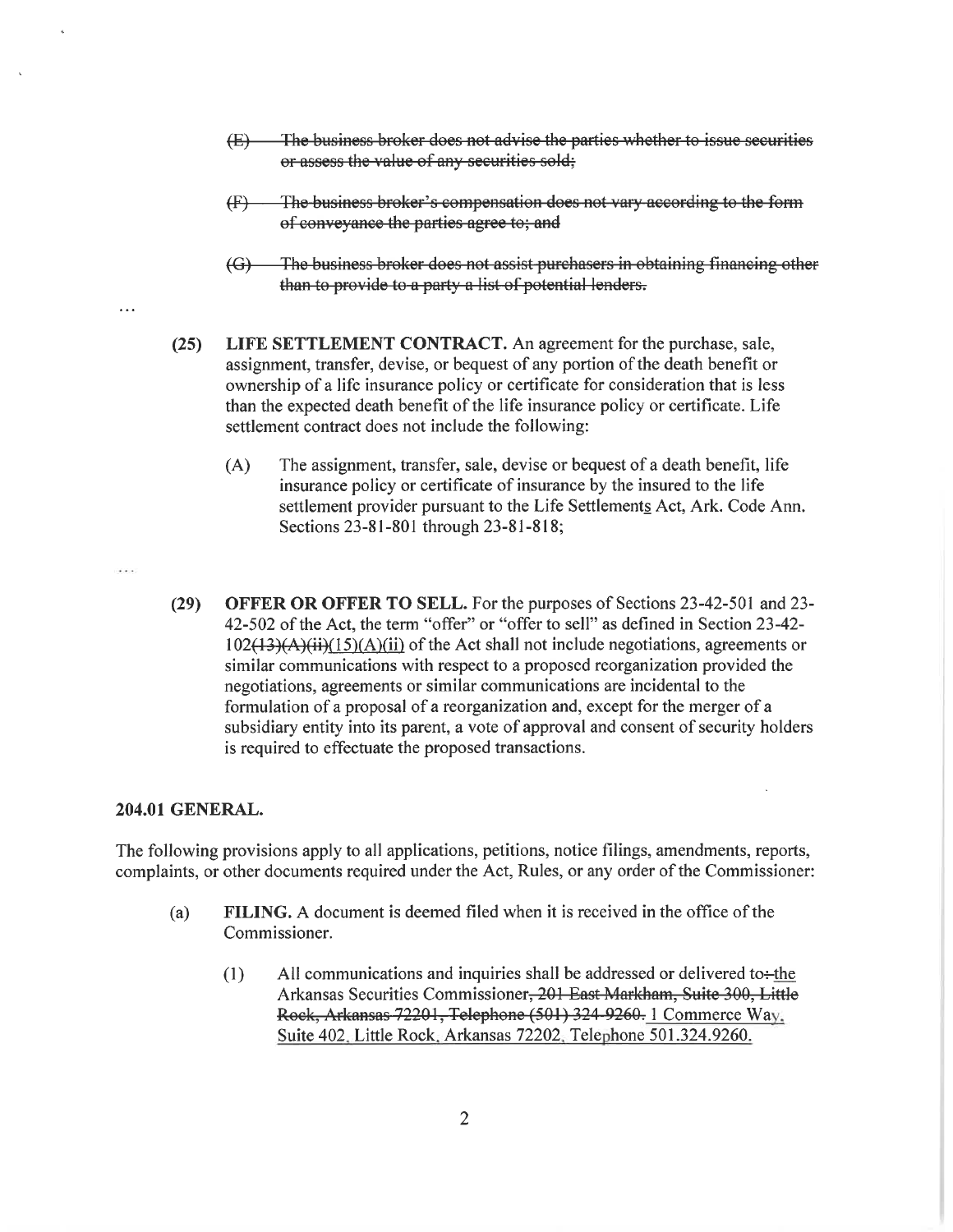- ~~(E) The business broker does not advise the parties whether to issue securities or assess the value of any securities sold;~~

- ~~(F) The business broker's compensation does not vary according to the form of conveyance the parties agree to; and~~

- ~~(G) The business broker does not assist purchasers in obtaining financing other than to provide to a party a list of potential lenders.~~

...

**(25) LIFE SETTLEMENT CONTRACT.** An agreement for the purchase, sale, assignment, transfer, devise, or bequest of any portion of the death benefit or ownership of a life insurance policy or certificate for consideration that is less than the expected death benefit of the life insurance policy or certificate. Life settlement contract does not include the following:

- (A) The assignment, transfer, sale, devise or bequest of a death benefit, life insurance policy or certificate of insurance by the insured to the life settlement provider pursuant to the Life Settlement<u>s</u> Act, Ark. Code Ann. Sections 23-81-801 through 23-81-818;

...

**(29) OFFER OR OFFER TO SELL.** For the purposes of Sections 23-42-501 and 23-42-502 of the Act, the term "offer" or "offer to sell" as defined in Section 23-42-102~~(13)(A)(ii)~~<u>(15)(A)(ii)</u> of the Act shall not include negotiations, agreements or similar communications with respect to a proposed reorganization provided the negotiations, agreements or similar communications are incidental to the formulation of a proposal of a reorganization and, except for the merger of a subsidiary entity into its parent, a vote of approval and consent of security holders is required to effectuate the proposed transactions.

## 204.01 GENERAL.

The following provisions apply to all applications, petitions, notice filings, amendments, reports, complaints, or other documents required under the Act, Rules, or any order of the Commissioner:

- (a) **FILING.** A document is deemed filed when it is received in the office of the Commissioner.

  - (1) All communications and inquiries shall be addressed or delivered to~~:~~ <u>the</u> Arkansas Securities Commissioner~~, 201 East Markham, Suite 300, Little Rock, Arkansas 72201, Telephone (501) 324-9260.~~ <u>1 Commerce Way, Suite 402, Little Rock, Arkansas 72202, Telephone 501.324.9260.</u>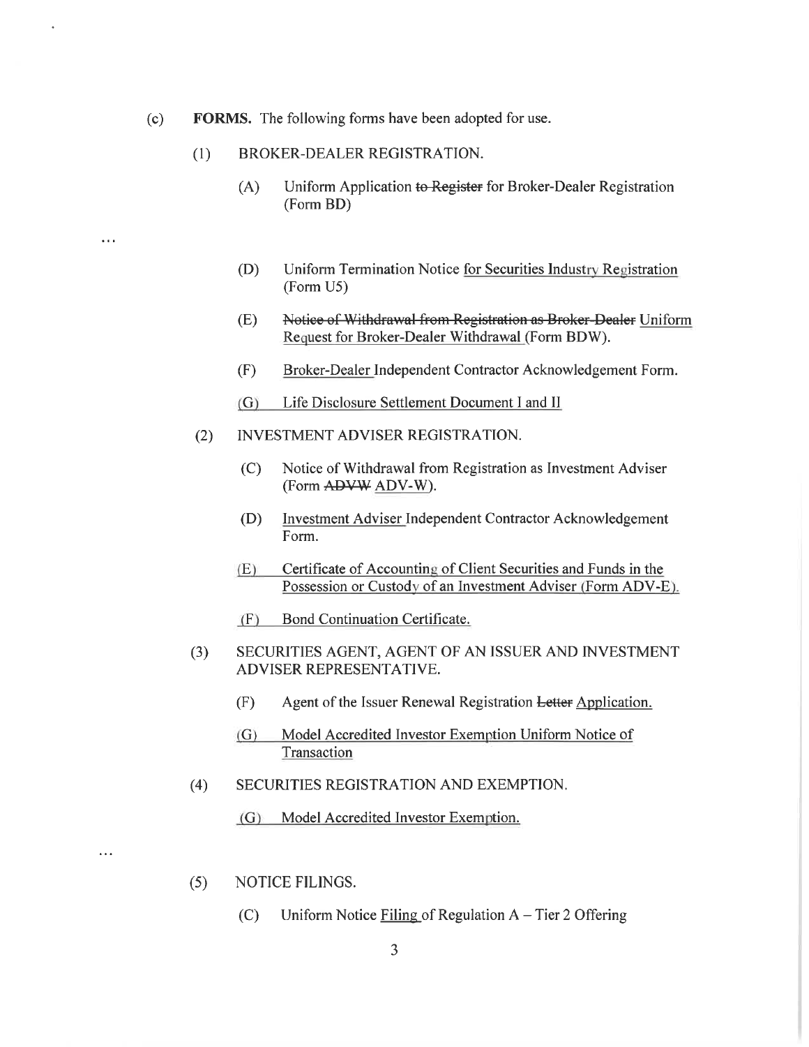(c) **FORMS.** The following forms have been adopted for use.

(1) BROKER-DEALER REGISTRATION.

(A) Uniform Application ~~to Register~~ for Broker-Dealer Registration (Form BD)

...

(D) Uniform Termination Notice <u>for Securities Industry Registration</u> (Form U5)

(E) ~~Notice of Withdrawal from Registration as Broker-Dealer~~ <u>Uniform Request for Broker-Dealer Withdrawal</u> (Form BDW).

(F) <u>Broker-Dealer</u> Independent Contractor Acknowledgement Form.

<u>(G) Life Disclosure Settlement Document I and II</u>

(2) INVESTMENT ADVISER REGISTRATION.

(C) Notice of Withdrawal from Registration as Investment Adviser (Form ~~ADVW~~ ADV-W).

(D) <u>Investment Adviser</u> Independent Contractor Acknowledgement Form.

<u>(E) Certificate of Accounting of Client Securities and Funds in the Possession or Custody of an Investment Adviser (Form ADV-E).</u>

<u>(F) Bond Continuation Certificate.</u>

(3) SECURITIES AGENT, AGENT OF AN ISSUER AND INVESTMENT ADVISER REPRESENTATIVE.

(F) Agent of the Issuer Renewal Registration ~~Letter~~ <u>Application.</u>

<u>(G) Model Accredited Investor Exemption Uniform Notice of Transaction</u>

(4) SECURITIES REGISTRATION AND EXEMPTION.

<u>(G) Model Accredited Investor Exemption.</u>

...

(5) NOTICE FILINGS.

(C) Uniform Notice <u>Filing</u> of Regulation A – Tier 2 Offering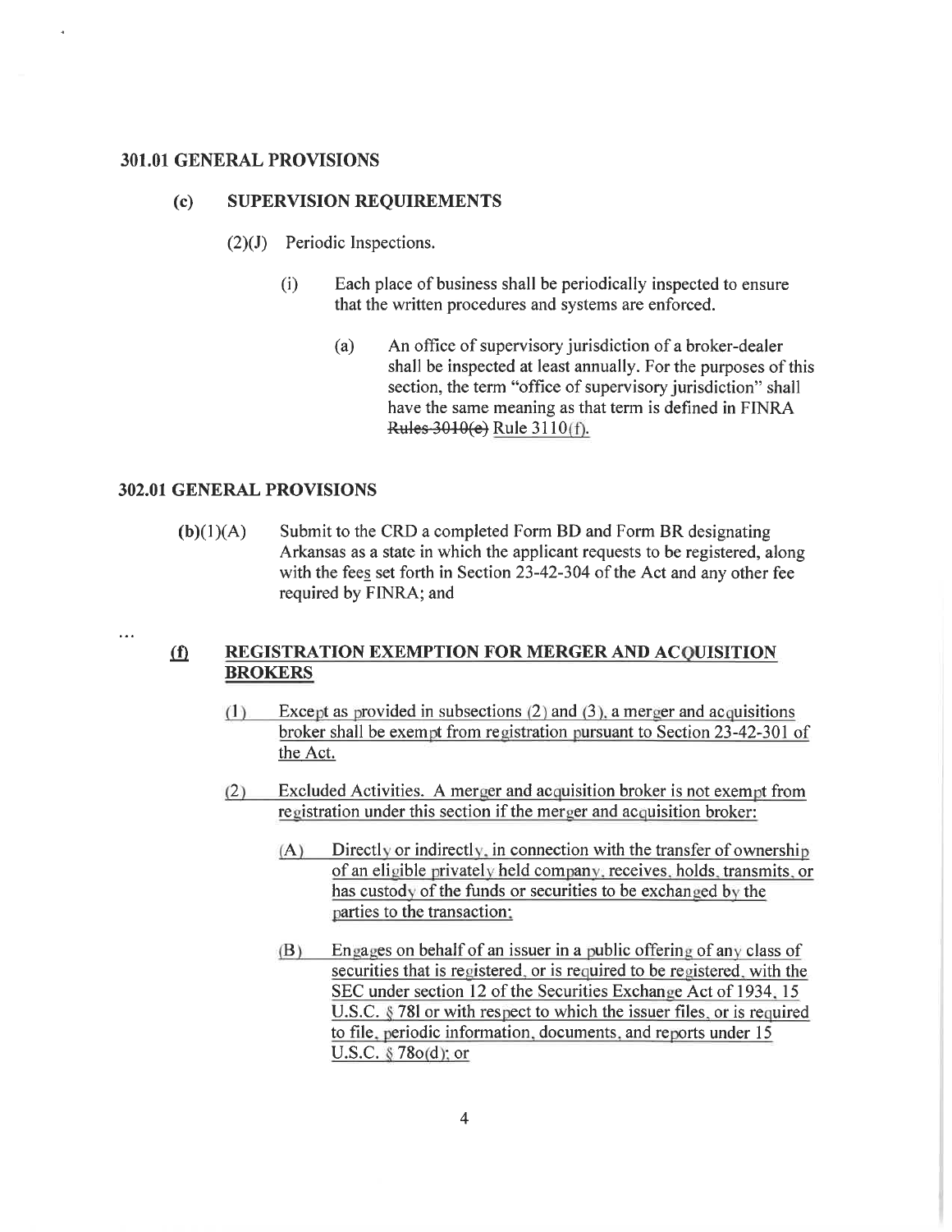### 301.01 GENERAL PROVISIONS

**(c) SUPERVISION REQUIREMENTS**

(2)(J) Periodic Inspections.

(i) Each place of business shall be periodically inspected to ensure that the written procedures and systems are enforced.

(a) An office of supervisory jurisdiction of a broker-dealer shall be inspected at least annually. For the purposes of this section, the term "office of supervisory jurisdiction" shall have the same meaning as that term is defined in FINRA ~~Rules 3010(e)~~ Rule 3110(f).

### 302.01 GENERAL PROVISIONS

**(b)**(1)(A) Submit to the CRD a completed Form BD and Form BR designating Arkansas as a state in which the applicant requests to be registered, along with the fees set forth in Section 23-42-304 of the Act and any other fee required by FINRA; and

...

**(f) REGISTRATION EXEMPTION FOR MERGER AND ACQUISITION BROKERS**

(1) Except as provided in subsections (2) and (3), a merger and acquisitions broker shall be exempt from registration pursuant to Section 23-42-301 of the Act.

(2) Excluded Activities. A merger and acquisition broker is not exempt from registration under this section if the merger and acquisition broker:

(A) Directly or indirectly, in connection with the transfer of ownership of an eligible privately held company, receives, holds, transmits, or has custody of the funds or securities to be exchanged by the parties to the transaction;

(B) Engages on behalf of an issuer in a public offering of any class of securities that is registered, or is required to be registered, with the SEC under section 12 of the Securities Exchange Act of 1934, 15 U.S.C. § 78l or with respect to which the issuer files, or is required to file, periodic information, documents, and reports under 15 U.S.C. § 78o(d); or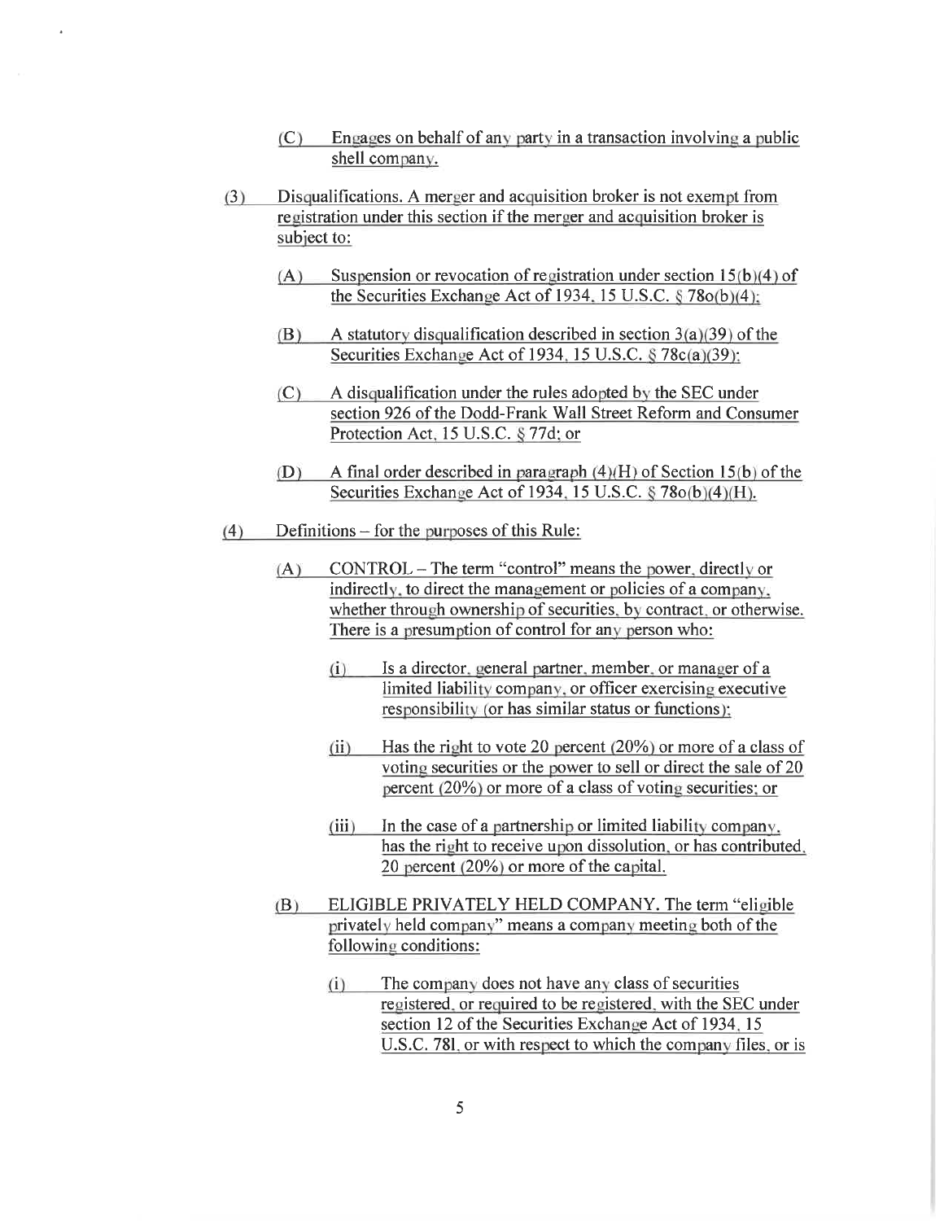(C) Engages on behalf of any party in a transaction involving a public shell company.

(3) Disqualifications. A merger and acquisition broker is not exempt from registration under this section if the merger and acquisition broker is subject to:

(A) Suspension or revocation of registration under section 15(b)(4) of the Securities Exchange Act of 1934, 15 U.S.C. § 78o(b)(4);

(B) A statutory disqualification described in section 3(a)(39) of the Securities Exchange Act of 1934, 15 U.S.C. § 78c(a)(39);

(C) A disqualification under the rules adopted by the SEC under section 926 of the Dodd-Frank Wall Street Reform and Consumer Protection Act, 15 U.S.C. § 77d; or

(D) A final order described in paragraph (4)(H) of Section 15(b) of the Securities Exchange Act of 1934, 15 U.S.C. § 78o(b)(4)(H).

(4) Definitions – for the purposes of this Rule:

(A) CONTROL – The term "control" means the power, directly or indirectly, to direct the management or policies of a company, whether through ownership of securities, by contract, or otherwise. There is a presumption of control for any person who:

(i) Is a director, general partner, member, or manager of a limited liability company, or officer exercising executive responsibility (or has similar status or functions);

(ii) Has the right to vote 20 percent (20%) or more of a class of voting securities or the power to sell or direct the sale of 20 percent (20%) or more of a class of voting securities; or

(iii) In the case of a partnership or limited liability company, has the right to receive upon dissolution, or has contributed, 20 percent (20%) or more of the capital.

(B) ELIGIBLE PRIVATELY HELD COMPANY. The term "eligible privately held company" means a company meeting both of the following conditions:

(i) The company does not have any class of securities registered, or required to be registered, with the SEC under section 12 of the Securities Exchange Act of 1934, 15 U.S.C. 78l, or with respect to which the company files, or is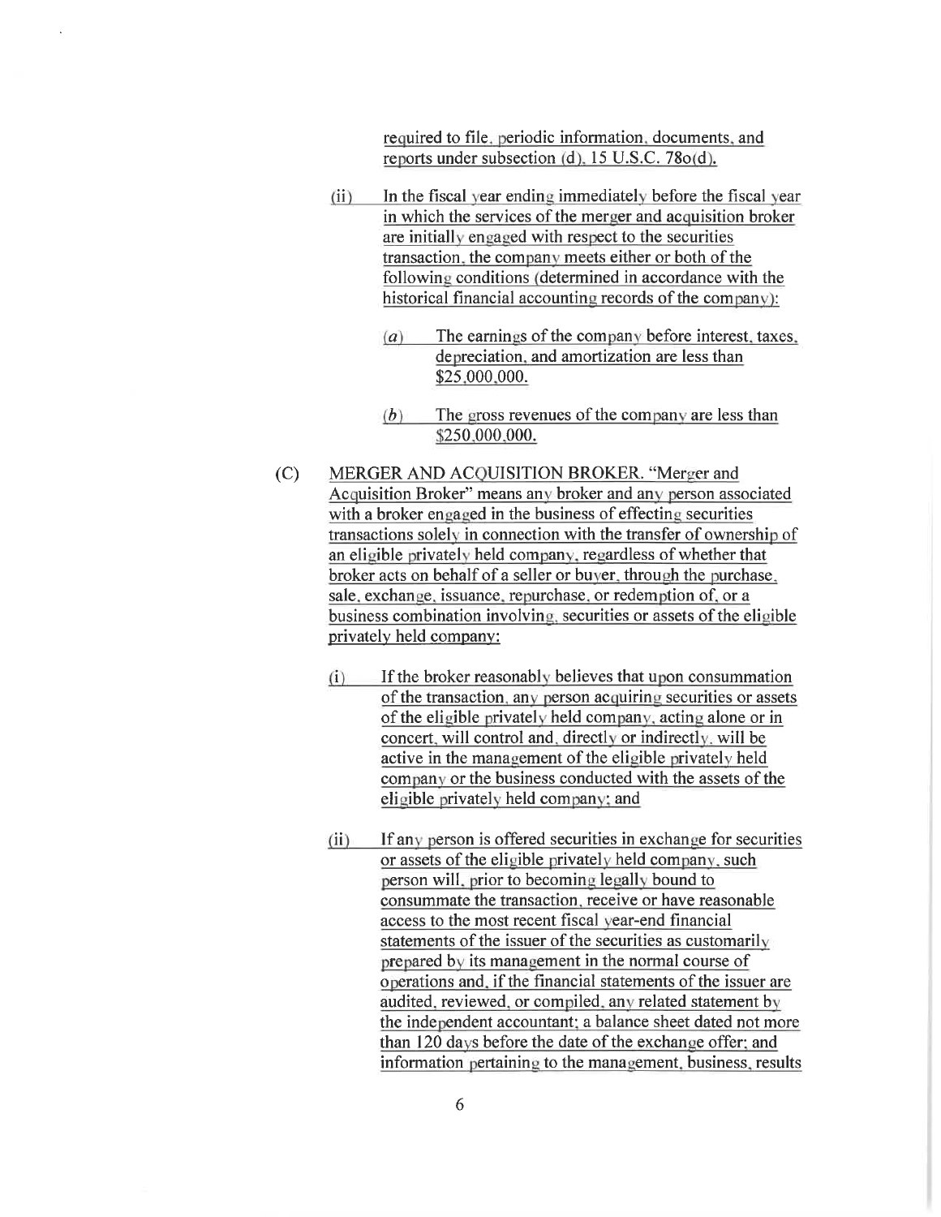required to file, periodic information, documents, and reports under subsection (d), 15 U.S.C. 78o(d).

(ii) In the fiscal year ending immediately before the fiscal year in which the services of the merger and acquisition broker are initially engaged with respect to the securities transaction, the company meets either or both of the following conditions (determined in accordance with the historical financial accounting records of the company):

(*a*) The earnings of the company before interest, taxes, depreciation, and amortization are less than $25,000,000.

(*b*) The gross revenues of the company are less than $250,000,000.

(C) MERGER AND ACQUISITION BROKER. "Merger and Acquisition Broker" means any broker and any person associated with a broker engaged in the business of effecting securities transactions solely in connection with the transfer of ownership of an eligible privately held company, regardless of whether that broker acts on behalf of a seller or buyer, through the purchase, sale, exchange, issuance, repurchase, or redemption of, or a business combination involving, securities or assets of the eligible privately held company:

(i) If the broker reasonably believes that upon consummation of the transaction, any person acquiring securities or assets of the eligible privately held company, acting alone or in concert, will control and, directly or indirectly, will be active in the management of the eligible privately held company or the business conducted with the assets of the eligible privately held company; and

(ii) If any person is offered securities in exchange for securities or assets of the eligible privately held company, such person will, prior to becoming legally bound to consummate the transaction, receive or have reasonable access to the most recent fiscal year-end financial statements of the issuer of the securities as customarily prepared by its management in the normal course of operations and, if the financial statements of the issuer are audited, reviewed, or compiled, any related statement by the independent accountant; a balance sheet dated not more than 120 days before the date of the exchange offer; and information pertaining to the management, business, results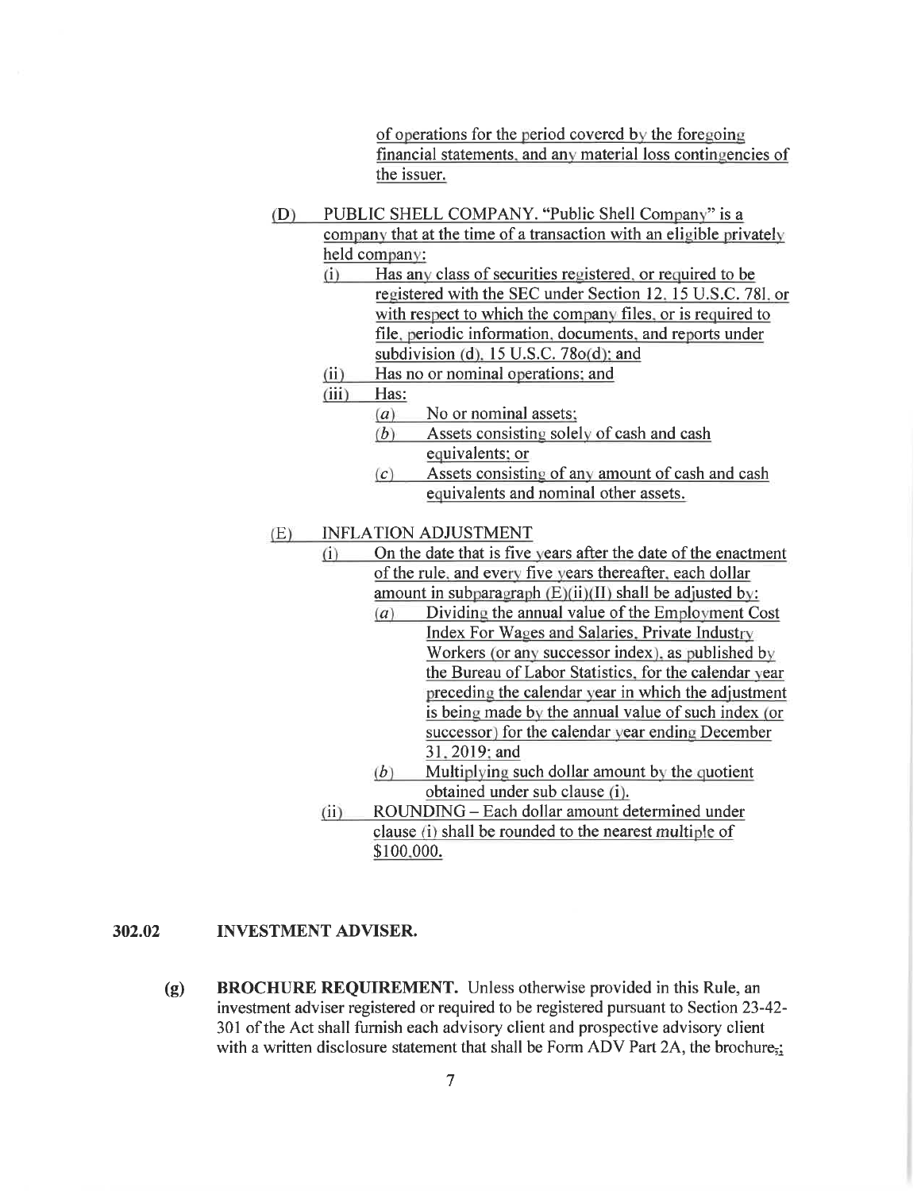of operations for the period covered by the foregoing financial statements, and any material loss contingencies of the issuer.

(D) PUBLIC SHELL COMPANY. "Public Shell Company" is a company that at the time of a transaction with an eligible privately held company:

(i) Has any class of securities registered, or required to be registered with the SEC under Section 12, 15 U.S.C. 78l, or with respect to which the company files, or is required to file, periodic information, documents, and reports under subdivision (d), 15 U.S.C. 78o(d); and

(ii) Has no or nominal operations; and

(iii) Has:

(*a*) No or nominal assets;

(*b*) Assets consisting solely of cash and cash equivalents; or

(*c*) Assets consisting of any amount of cash and cash equivalents and nominal other assets.

(E) INFLATION ADJUSTMENT

(i) On the date that is five years after the date of the enactment of the rule, and every five years thereafter, each dollar amount in subparagraph (E)(ii)(II) shall be adjusted by:

(*a*) Dividing the annual value of the Employment Cost Index For Wages and Salaries, Private Industry Workers (or any successor index), as published by the Bureau of Labor Statistics, for the calendar year preceding the calendar year in which the adjustment is being made by the annual value of such index (or successor) for the calendar year ending December 31, 2019; and

(*b*) Multiplying such dollar amount by the quotient obtained under sub clause (i).

(ii) ROUNDING – Each dollar amount determined under clause (i) shall be rounded to the nearest multiple of $100,000.

**302.02 INVESTMENT ADVISER.**

**(g) BROCHURE REQUIREMENT.** Unless otherwise provided in this Rule, an investment adviser registered or required to be registered pursuant to Section 23-42-301 of the Act shall furnish each advisory client and prospective advisory client with a written disclosure statement that shall be Form ADV Part 2A, the brochure,;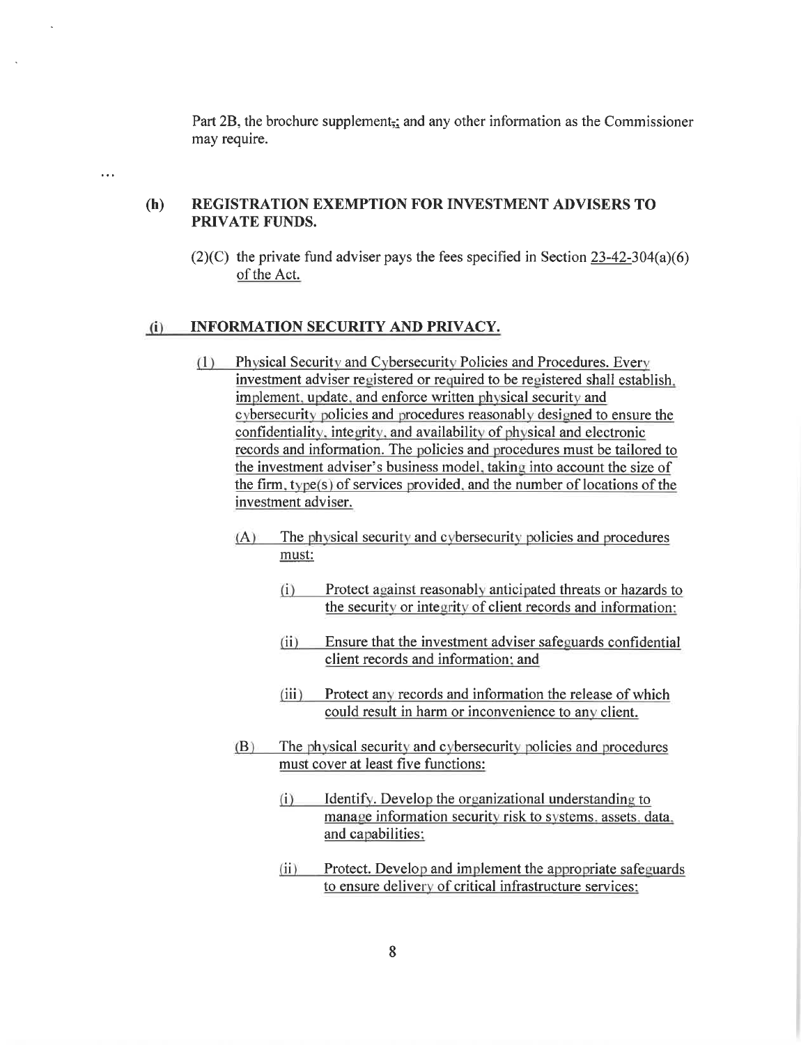Part 2B, the brochure supplement,; and any other information as the Commissioner may require.

…

**(h) REGISTRATION EXEMPTION FOR INVESTMENT ADVISERS TO PRIVATE FUNDS.**

(2)(C) the private fund adviser pays the fees specified in Section 23-42-304(a)(6) of the Act.

**(i) INFORMATION SECURITY AND PRIVACY.**

(1) Physical Security and Cybersecurity Policies and Procedures. Every investment adviser registered or required to be registered shall establish, implement, update, and enforce written physical security and cybersecurity policies and procedures reasonably designed to ensure the confidentiality, integrity, and availability of physical and electronic records and information. The policies and procedures must be tailored to the investment adviser's business model, taking into account the size of the firm, type(s) of services provided, and the number of locations of the investment adviser.

(A) The physical security and cybersecurity policies and procedures must:

(i) Protect against reasonably anticipated threats or hazards to the security or integrity of client records and information;

(ii) Ensure that the investment adviser safeguards confidential client records and information; and

(iii) Protect any records and information the release of which could result in harm or inconvenience to any client.

(B) The physical security and cybersecurity policies and procedures must cover at least five functions:

(i) Identify. Develop the organizational understanding to manage information security risk to systems, assets, data, and capabilities;

(ii) Protect. Develop and implement the appropriate safeguards to ensure delivery of critical infrastructure services;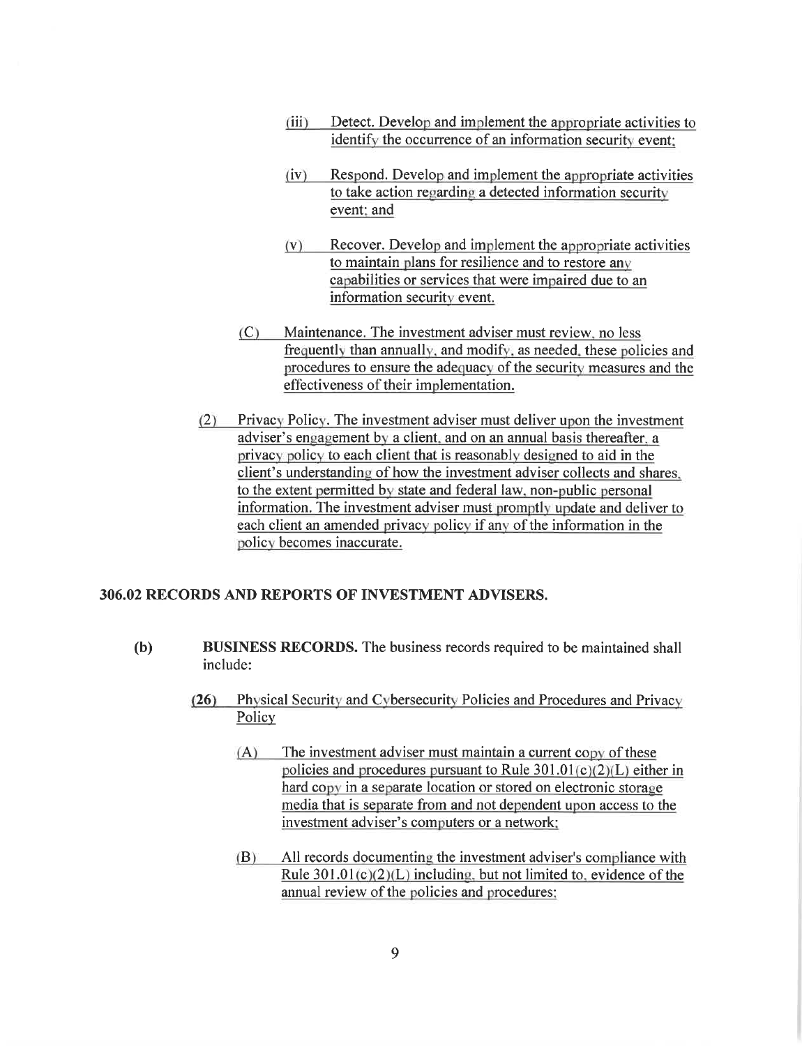(iii) Detect. Develop and implement the appropriate activities to identify the occurrence of an information security event;

(iv) Respond. Develop and implement the appropriate activities to take action regarding a detected information security event; and

(v) Recover. Develop and implement the appropriate activities to maintain plans for resilience and to restore any capabilities or services that were impaired due to an information security event.

(C) Maintenance. The investment adviser must review, no less frequently than annually, and modify, as needed, these policies and procedures to ensure the adequacy of the security measures and the effectiveness of their implementation.

(2) Privacy Policy. The investment adviser must deliver upon the investment adviser's engagement by a client, and on an annual basis thereafter, a privacy policy to each client that is reasonably designed to aid in the client's understanding of how the investment adviser collects and shares, to the extent permitted by state and federal law, non-public personal information. The investment adviser must promptly update and deliver to each client an amended privacy policy if any of the information in the policy becomes inaccurate.

**306.02 RECORDS AND REPORTS OF INVESTMENT ADVISERS.**

**(b)** **BUSINESS RECORDS.** The business records required to be maintained shall include:

**(26)** Physical Security and Cybersecurity Policies and Procedures and Privacy Policy

(A) The investment adviser must maintain a current copy of these policies and procedures pursuant to Rule 301.01(c)(2)(L) either in hard copy in a separate location or stored on electronic storage media that is separate from and not dependent upon access to the investment adviser's computers or a network;

(B) All records documenting the investment adviser's compliance with Rule 301.01(c)(2)(L) including, but not limited to, evidence of the annual review of the policies and procedures;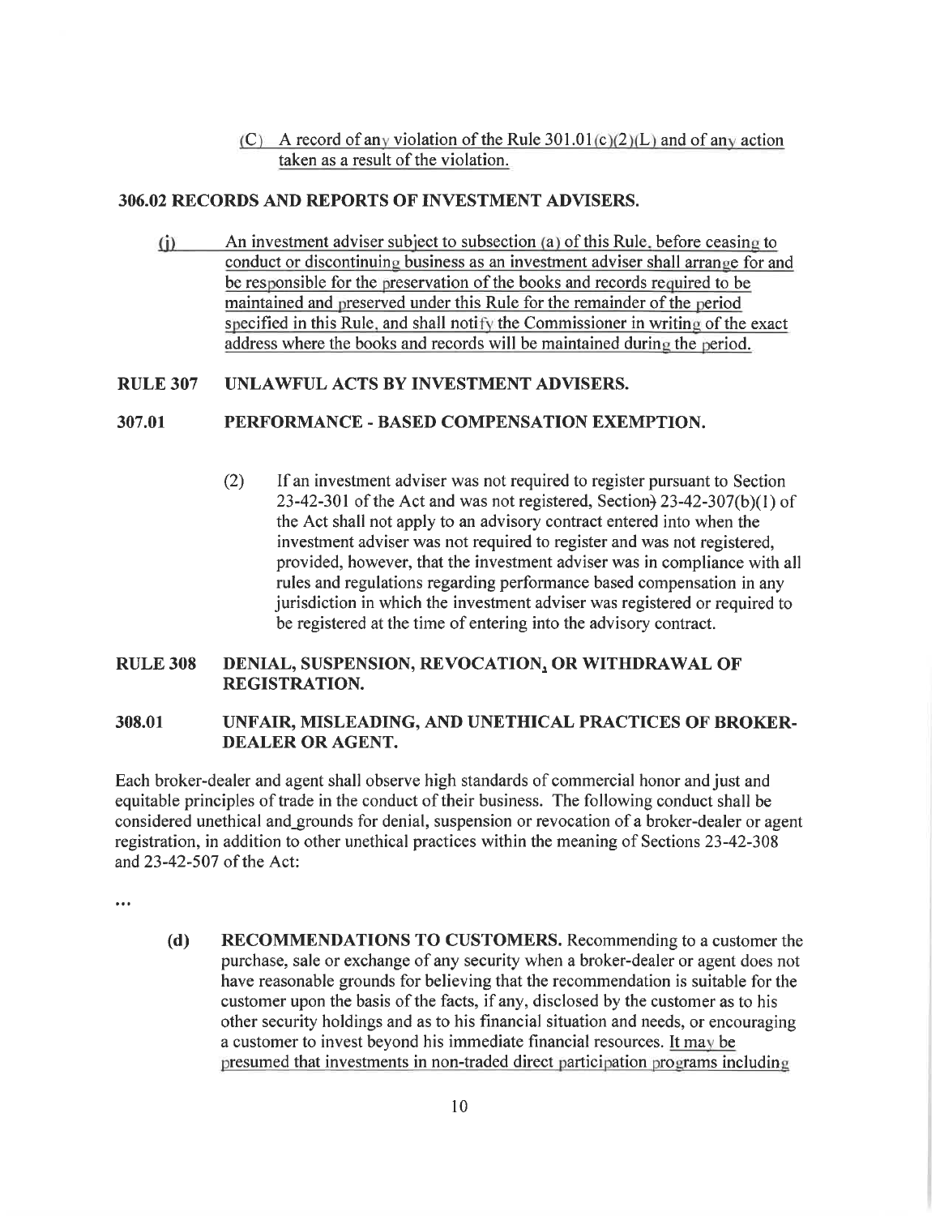(C) A record of any violation of the Rule 301.01(c)(2)(L) and of any action taken as a result of the violation.

### 306.02 RECORDS AND REPORTS OF INVESTMENT ADVISERS.

(j) An investment adviser subject to subsection (a) of this Rule, before ceasing to conduct or discontinuing business as an investment adviser shall arrange for and be responsible for the preservation of the books and records required to be maintained and preserved under this Rule for the remainder of the period specified in this Rule, and shall notify the Commissioner in writing of the exact address where the books and records will be maintained during the period.

### RULE 307 UNLAWFUL ACTS BY INVESTMENT ADVISERS.

### 307.01 PERFORMANCE - BASED COMPENSATION EXEMPTION.

(2) If an investment adviser was not required to register pursuant to Section 23-42-301 of the Act and was not registered, Section) 23-42-307(b)(1) of the Act shall not apply to an advisory contract entered into when the investment adviser was not required to register and was not registered, provided, however, that the investment adviser was in compliance with all rules and regulations regarding performance based compensation in any jurisdiction in which the investment adviser was registered or required to be registered at the time of entering into the advisory contract.

### RULE 308 DENIAL, SUSPENSION, REVOCATION, OR WITHDRAWAL OF REGISTRATION.

### 308.01 UNFAIR, MISLEADING, AND UNETHICAL PRACTICES OF BROKER-DEALER OR AGENT.

Each broker-dealer and agent shall observe high standards of commercial honor and just and equitable principles of trade in the conduct of their business. The following conduct shall be considered unethical and grounds for denial, suspension or revocation of a broker-dealer or agent registration, in addition to other unethical practices within the meaning of Sections 23-42-308 and 23-42-507 of the Act:

...

**(d) RECOMMENDATIONS TO CUSTOMERS.** Recommending to a customer the purchase, sale or exchange of any security when a broker-dealer or agent does not have reasonable grounds for believing that the recommendation is suitable for the customer upon the basis of the facts, if any, disclosed by the customer as to his other security holdings and as to his financial situation and needs, or encouraging a customer to invest beyond his immediate financial resources. It may be presumed that investments in non-traded direct participation programs including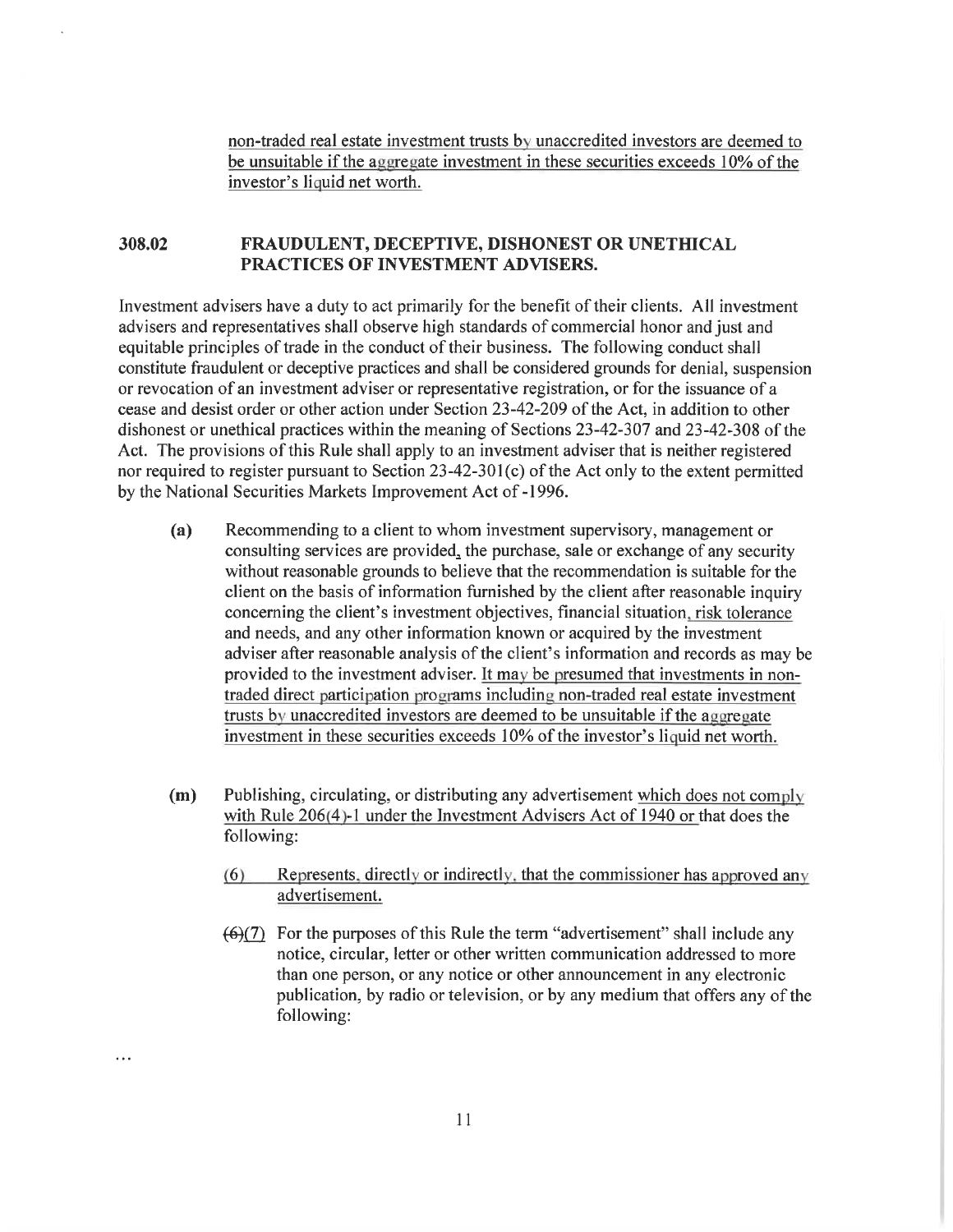non-traded real estate investment trusts by unaccredited investors are deemed to be unsuitable if the aggregate investment in these securities exceeds 10% of the investor's liquid net worth.

## 308.02 FRAUDULENT, DECEPTIVE, DISHONEST OR UNETHICAL PRACTICES OF INVESTMENT ADVISERS.

Investment advisers have a duty to act primarily for the benefit of their clients. All investment advisers and representatives shall observe high standards of commercial honor and just and equitable principles of trade in the conduct of their business. The following conduct shall constitute fraudulent or deceptive practices and shall be considered grounds for denial, suspension or revocation of an investment adviser or representative registration, or for the issuance of a cease and desist order or other action under Section 23-42-209 of the Act, in addition to other dishonest or unethical practices within the meaning of Sections 23-42-307 and 23-42-308 of the Act. The provisions of this Rule shall apply to an investment adviser that is neither registered nor required to register pursuant to Section 23-42-301(c) of the Act only to the extent permitted by the National Securities Markets Improvement Act of -1996.

**(a)** Recommending to a client to whom investment supervisory, management or consulting services are provided, the purchase, sale or exchange of any security without reasonable grounds to believe that the recommendation is suitable for the client on the basis of information furnished by the client after reasonable inquiry concerning the client's investment objectives, financial situation, risk tolerance and needs, and any other information known or acquired by the investment adviser after reasonable analysis of the client's information and records as may be provided to the investment adviser. It may be presumed that investments in non-traded direct participation programs including non-traded real estate investment trusts by unaccredited investors are deemed to be unsuitable if the aggregate investment in these securities exceeds 10% of the investor's liquid net worth.

**(m)** Publishing, circulating, or distributing any advertisement which does not comply with Rule 206(4)-1 under the Investment Advisers Act of 1940 or that does the following:

(6) Represents, directly or indirectly, that the commissioner has approved any advertisement.

~~(6)~~(7) For the purposes of this Rule the term "advertisement" shall include any notice, circular, letter or other written communication addressed to more than one person, or any notice or other announcement in any electronic publication, by radio or television, or by any medium that offers any of the following:

...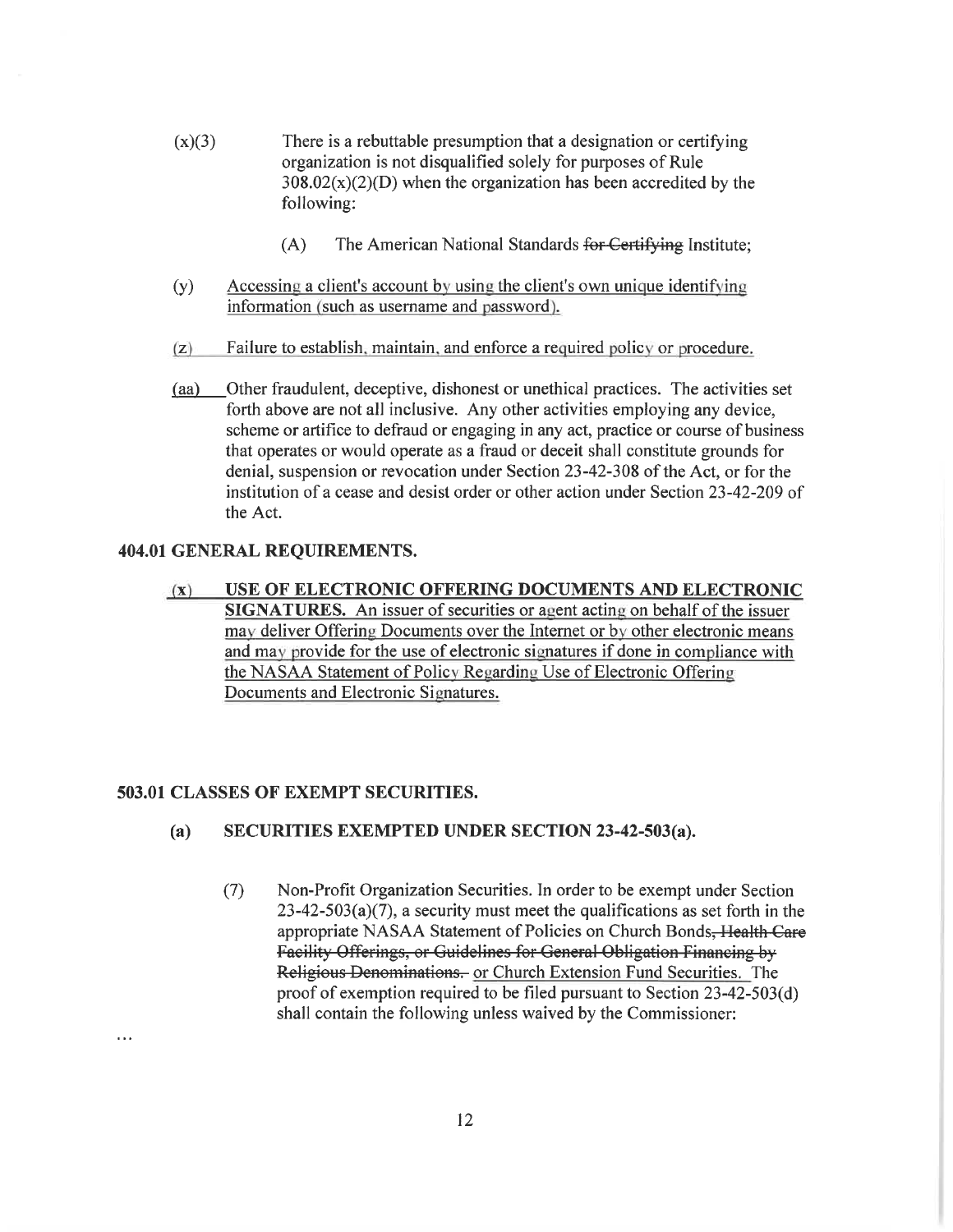(x)(3) There is a rebuttable presumption that a designation or certifying organization is not disqualified solely for purposes of Rule 308.02(x)(2)(D) when the organization has been accredited by the following:

(A) The American National Standards ~~for Certifying~~ Institute;

(y) <u>Accessing a client's account by using the client's own unique identifying information (such as username and password).</u>

(z) <u>Failure to establish, maintain, and enforce a required policy or procedure.</u>

<u>(aa)</u> Other fraudulent, deceptive, dishonest or unethical practices. The activities set forth above are not all inclusive. Any other activities employing any device, scheme or artifice to defraud or engaging in any act, practice or course of business that operates or would operate as a fraud or deceit shall constitute grounds for denial, suspension or revocation under Section 23-42-308 of the Act, or for the institution of a cease and desist order or other action under Section 23-42-209 of the Act.

**404.01 GENERAL REQUIREMENTS.**

<u>(x)</u> <u>**USE OF ELECTRONIC OFFERING DOCUMENTS AND ELECTRONIC SIGNATURES.** An issuer of securities or agent acting on behalf of the issuer may deliver Offering Documents over the Internet or by other electronic means and may provide for the use of electronic signatures if done in compliance with the NASAA Statement of Policy Regarding Use of Electronic Offering Documents and Electronic Signatures.</u>

**503.01 CLASSES OF EXEMPT SECURITIES.**

**(a) SECURITIES EXEMPTED UNDER SECTION 23-42-503(a).**

(7) Non-Profit Organization Securities. In order to be exempt under Section 23-42-503(a)(7), a security must meet the qualifications as set forth in the appropriate NASAA Statement of Policies on Church Bonds~~, Health Care Facility Offerings, or Guidelines for General Obligation Financing by Religious Denominations.~~ <u>or Church Extension Fund Securities.</u> The proof of exemption required to be filed pursuant to Section 23-42-503(d) shall contain the following unless waived by the Commissioner:

...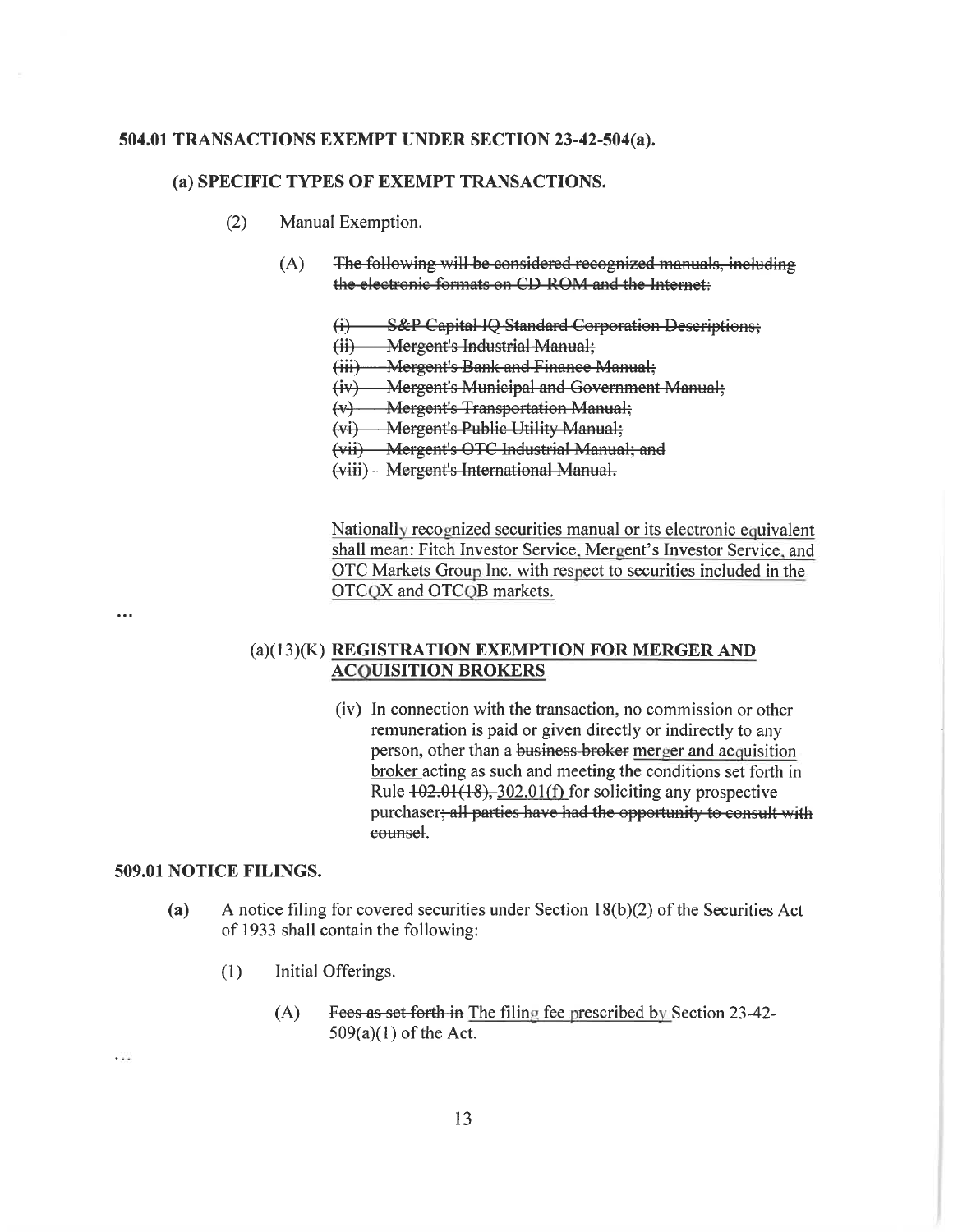**504.01 TRANSACTIONS EXEMPT UNDER SECTION 23-42-504(a).**

**(a) SPECIFIC TYPES OF EXEMPT TRANSACTIONS.**

(2) Manual Exemption.

(A) ~~The following will be considered recognized manuals, including the electronic formats on CD-ROM and the Internet:~~

~~(i) S&P Capital IQ Standard Corporation Descriptions;~~
~~(ii) Mergent's Industrial Manual;~~
~~(iii) Mergent's Bank and Finance Manual;~~
~~(iv) Mergent's Municipal and Government Manual;~~
~~(v) Mergent's Transportation Manual;~~
~~(vi) Mergent's Public Utility Manual;~~
~~(vii) Mergent's OTC Industrial Manual; and~~
~~(viii) Mergent's International Manual.~~

<u>Nationally recognized securities manual or its electronic equivalent shall mean: Fitch Investor Service, Mergent's Investor Service, and OTC Markets Group Inc. with respect to securities included in the OTCQX and OTCQB markets.</u>

...

(a)(13)(K) **<u>REGISTRATION EXEMPTION FOR MERGER AND ACQUISITION BROKERS</u>**

(iv) In connection with the transaction, no commission or other remuneration is paid or given directly or indirectly to any person, other than a ~~business broker~~ <u>merger and acquisition broker</u> acting as such and meeting the conditions set forth in Rule ~~102.01(18),~~ <u>302.01(f)</u> for soliciting any prospective purchaser~~; all parties have had the opportunity to consult with counsel~~.

**509.01 NOTICE FILINGS.**

**(a)** A notice filing for covered securities under Section 18(b)(2) of the Securities Act of 1933 shall contain the following:

(1) Initial Offerings.

(A) ~~Fees as set forth in~~ <u>The filing fee prescribed by</u> Section 23-42-509(a)(1) of the Act.

...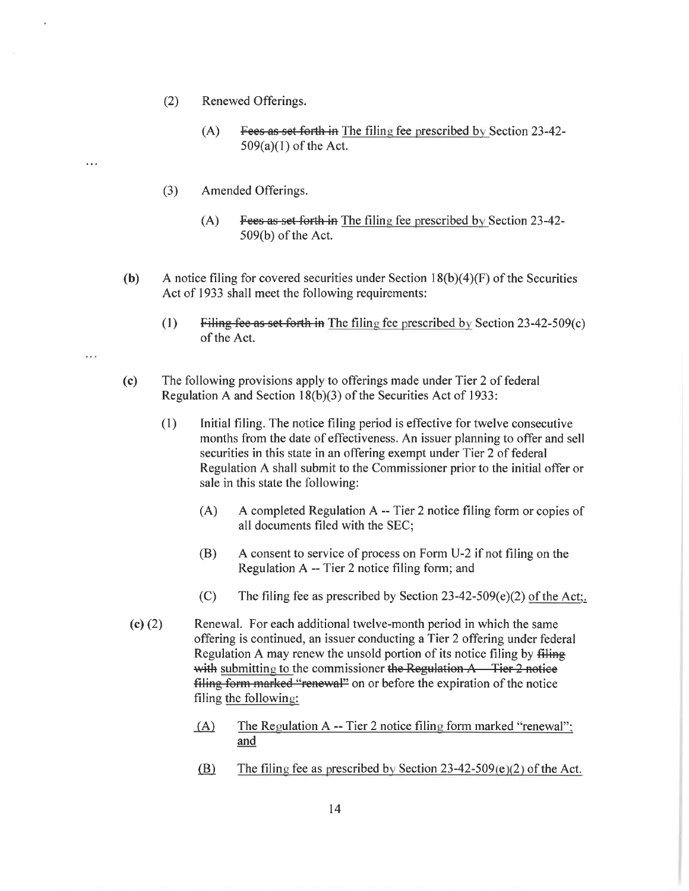(2) Renewed Offerings.

(A) ~~Fees as set forth in~~ The filing fee prescribed by Section 23-42-509(a)(1) of the Act.

...

(3) Amended Offerings.

(A) ~~Fees as set forth in~~ The filing fee prescribed by Section 23-42-509(b) of the Act.

**(b)** A notice filing for covered securities under Section 18(b)(4)(F) of the Securities Act of 1933 shall meet the following requirements:

(1) ~~Filing fee as set forth in~~ The filing fee prescribed by Section 23-42-509(c) of the Act.

...

**(c)** The following provisions apply to offerings made under Tier 2 of federal Regulation A and Section 18(b)(3) of the Securities Act of 1933:

(1) Initial filing. The notice filing period is effective for twelve consecutive months from the date of effectiveness. An issuer planning to offer and sell securities in this state in an offering exempt under Tier 2 of federal Regulation A shall submit to the Commissioner prior to the initial offer or sale in this state the following:

(A) A completed Regulation A -- Tier 2 notice filing form or copies of all documents filed with the SEC;

(B) A consent to service of process on Form U-2 if not filing on the Regulation A -- Tier 2 notice filing form; and

(C) The filing fee as prescribed by Section 23-42-509(e)(2) of the Act;.

**(c)** (2) Renewal. For each additional twelve-month period in which the same offering is continued, an issuer conducting a Tier 2 offering under federal Regulation A may renew the unsold portion of its notice filing by ~~filing with~~ submitting to the commissioner ~~the Regulation A -- Tier 2 notice filing form marked "renewal"~~ on or before the expiration of the notice filing the following:

(A) The Regulation A -- Tier 2 notice filing form marked "renewal"; and

(B) The filing fee as prescribed by Section 23-42-509(e)(2) of the Act.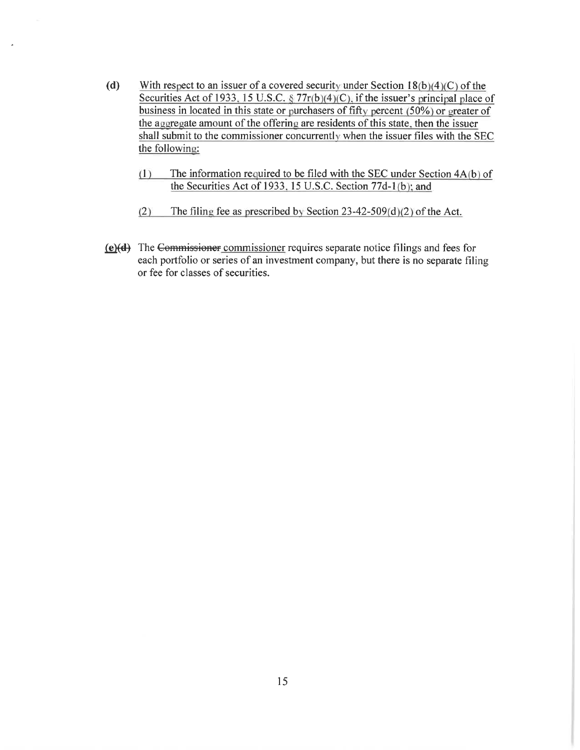**(d)** <u>With respect to an issuer of a covered security under Section 18(b)(4)(C) of the Securities Act of 1933, 15 U.S.C. § 77r(b)(4)(C), if the issuer's principal place of business in located in this state or purchasers of fifty percent (50%) or greater of the aggregate amount of the offering are residents of this state, then the issuer shall submit to the commissioner concurrently when the issuer files with the SEC the following:</u>

<u>(1) The information required to be filed with the SEC under Section 4A(b) of the Securities Act of 1933, 15 U.S.C. Section 77d-1(b); and</u>

<u>(2) The filing fee as prescribed by Section 23-42-509(d)(2) of the Act.</u>

**<u>(e)</u>~~(d)~~** The ~~Commissioner~~ <u>commissioner</u> requires separate notice filings and fees for each portfolio or series of an investment company, but there is no separate filing or fee for classes of securities.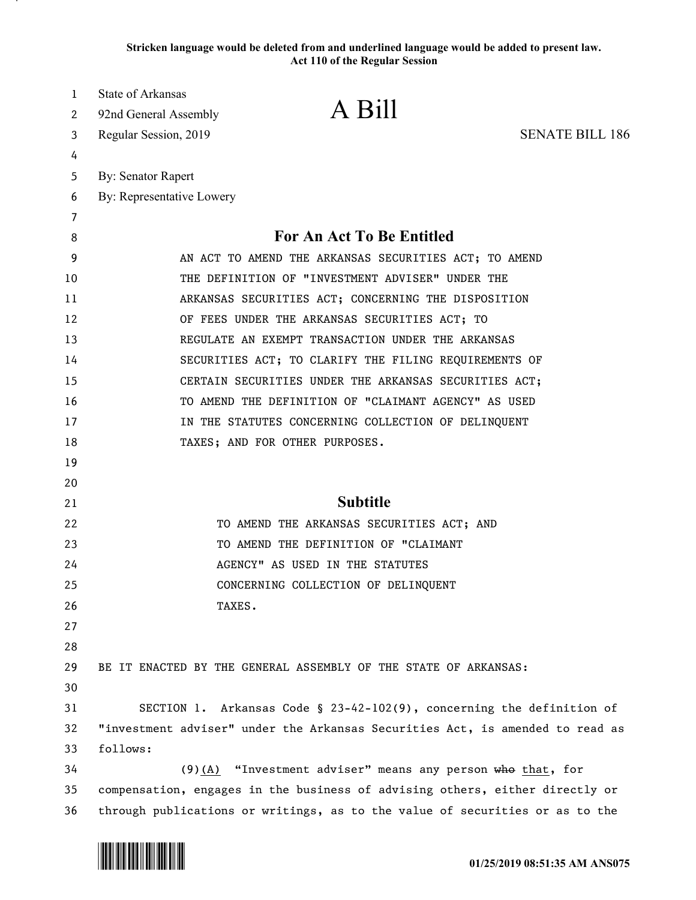Stricken language would be deleted from and underlined language would be added to present law.
Act 110 of the Regular Session

State of Arkansas
92nd General Assembly
Regular Session, 2019

# A Bill

SENATE BILL 186

By: Senator Rapert
By: Representative Lowery

## For An Act To Be Entitled

AN ACT TO AMEND THE ARKANSAS SECURITIES ACT; TO AMEND THE DEFINITION OF "INVESTMENT ADVISER" UNDER THE ARKANSAS SECURITIES ACT; CONCERNING THE DISPOSITION OF FEES UNDER THE ARKANSAS SECURITIES ACT; TO REGULATE AN EXEMPT TRANSACTION UNDER THE ARKANSAS SECURITIES ACT; TO CLARIFY THE FILING REQUIREMENTS OF CERTAIN SECURITIES UNDER THE ARKANSAS SECURITIES ACT; TO AMEND THE DEFINITION OF "CLAIMANT AGENCY" AS USED IN THE STATUTES CONCERNING COLLECTION OF DELINQUENT TAXES; AND FOR OTHER PURPOSES.

## Subtitle

TO AMEND THE ARKANSAS SECURITIES ACT; AND TO AMEND THE DEFINITION OF "CLAIMANT AGENCY" AS USED IN THE STATUTES CONCERNING COLLECTION OF DELINQUENT TAXES.

BE IT ENACTED BY THE GENERAL ASSEMBLY OF THE STATE OF ARKANSAS:

SECTION 1. Arkansas Code § 23-42-102(9), concerning the definition of "investment adviser" under the Arkansas Securities Act, is amended to read as follows:

(9)<u>(A)</u> "Investment adviser" means any person ~~who~~ <u>that</u>, for compensation, engages in the business of advising others, either directly or through publications or writings, as to the value of securities or as to the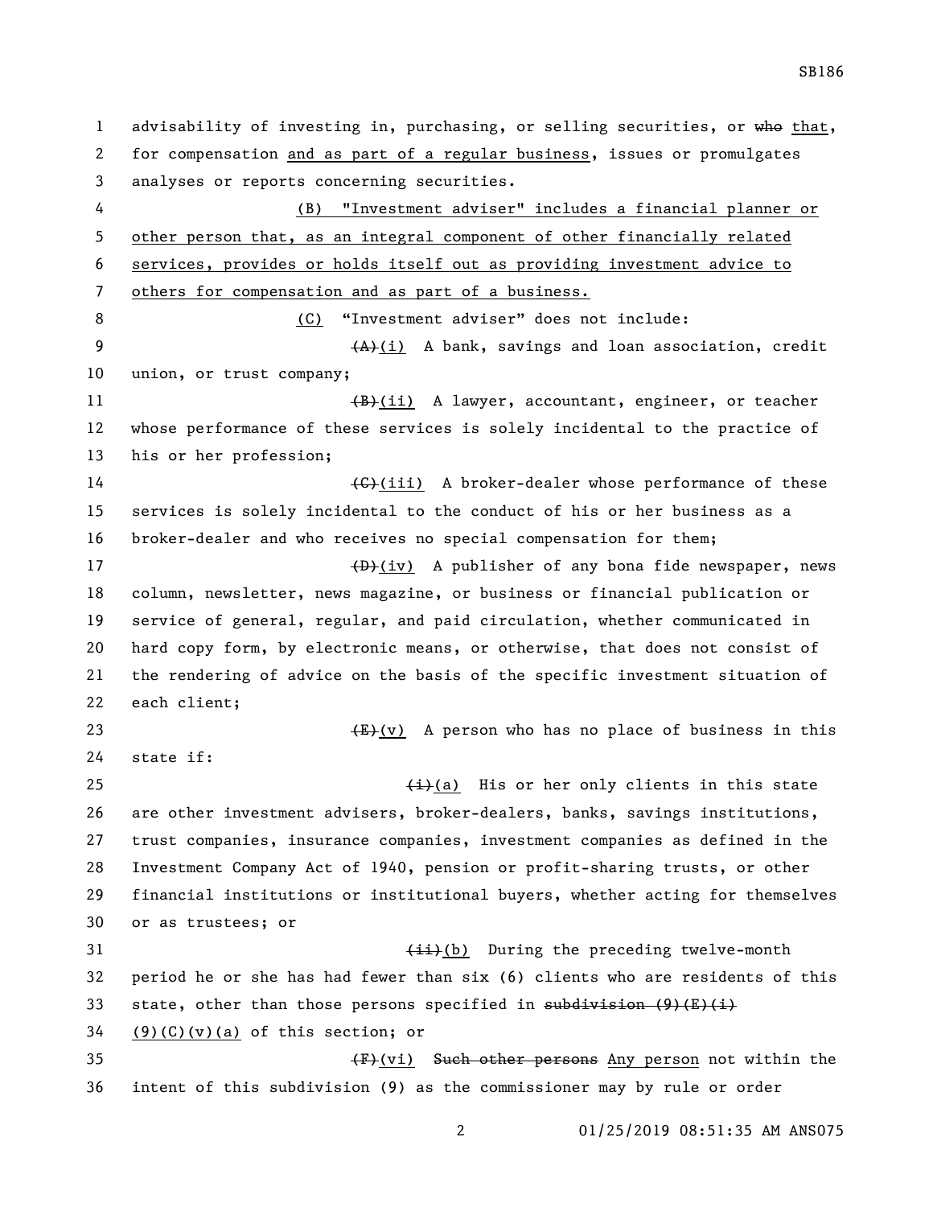advisability of investing in, purchasing, or selling securities, or ~~who~~ that, for compensation and as part of a regular business, issues or promulgates analyses or reports concerning securities.

(B) "Investment adviser" includes a financial planner or other person that, as an integral component of other financially related services, provides or holds itself out as providing investment advice to others for compensation and as part of a business.

(C) "Investment adviser" does not include:

~~(A)~~(i) A bank, savings and loan association, credit union, or trust company;

~~(B)~~(ii) A lawyer, accountant, engineer, or teacher whose performance of these services is solely incidental to the practice of his or her profession;

~~(C)~~(iii) A broker-dealer whose performance of these services is solely incidental to the conduct of his or her business as a broker-dealer and who receives no special compensation for them;

~~(D)~~(iv) A publisher of any bona fide newspaper, news column, newsletter, news magazine, or business or financial publication or service of general, regular, and paid circulation, whether communicated in hard copy form, by electronic means, or otherwise, that does not consist of the rendering of advice on the basis of the specific investment situation of each client;

~~(E)~~(v) A person who has no place of business in this state if:

~~(i)~~(a) His or her only clients in this state are other investment advisers, broker-dealers, banks, savings institutions, trust companies, insurance companies, investment companies as defined in the Investment Company Act of 1940, pension or profit-sharing trusts, or other financial institutions or institutional buyers, whether acting for themselves or as trustees; or

~~(ii)~~(b) During the preceding twelve-month period he or she has had fewer than six (6) clients who are residents of this state, other than those persons specified in ~~subdivision (9)(E)(i)~~ (9)(C)(v)(a) of this section; or

~~(F)~~(vi) ~~Such other persons~~ Any person not within the intent of this subdivision (9) as the commissioner may by rule or order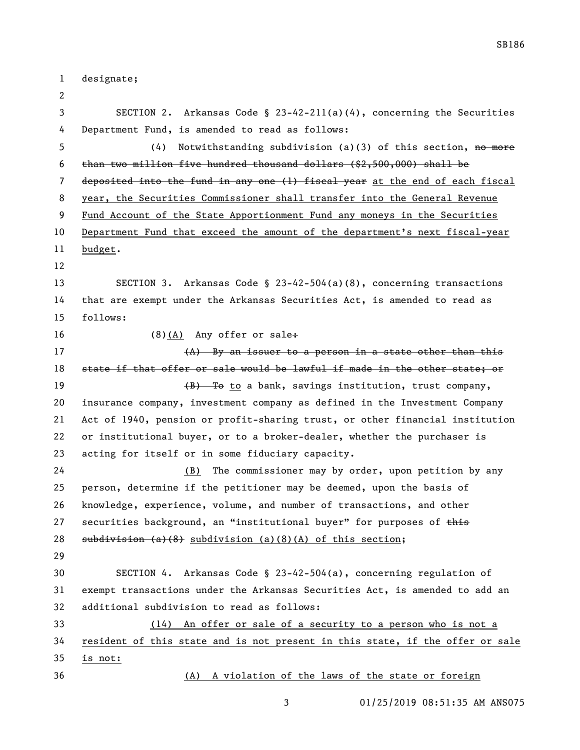designate;

SECTION 2. Arkansas Code § 23-42-211(a)(4), concerning the Securities Department Fund, is amended to read as follows:

(4) Notwithstanding subdivision (a)(3) of this section, ~~no more than two million five hundred thousand dollars ($2,500,000) shall be deposited into the fund in any one (1) fiscal year~~ at the end of each fiscal year, the Securities Commissioner shall transfer into the General Revenue Fund Account of the State Apportionment Fund any moneys in the Securities Department Fund that exceed the amount of the department's next fiscal-year budget.

SECTION 3. Arkansas Code § 23-42-504(a)(8), concerning transactions that are exempt under the Arkansas Securities Act, is amended to read as follows:

(8)(A) Any offer or sale~~:~~

~~(A) By an issuer to a person in a state other than this state if that offer or sale would be lawful if made in the other state; or~~

~~(B) To~~ to a bank, savings institution, trust company, insurance company, investment company as defined in the Investment Company Act of 1940, pension or profit-sharing trust, or other financial institution or institutional buyer, or to a broker-dealer, whether the purchaser is acting for itself or in some fiduciary capacity.

(B) The commissioner may by order, upon petition by any person, determine if the petitioner may be deemed, upon the basis of knowledge, experience, volume, and number of transactions, and other securities background, an "institutional buyer" for purposes of ~~this subdivision (a)(8)~~ subdivision (a)(8)(A) of this section;

SECTION 4. Arkansas Code § 23-42-504(a), concerning regulation of exempt transactions under the Arkansas Securities Act, is amended to add an additional subdivision to read as follows:

(14) An offer or sale of a security to a person who is not a resident of this state and is not present in this state, if the offer or sale is not:

(A) A violation of the laws of the state or foreign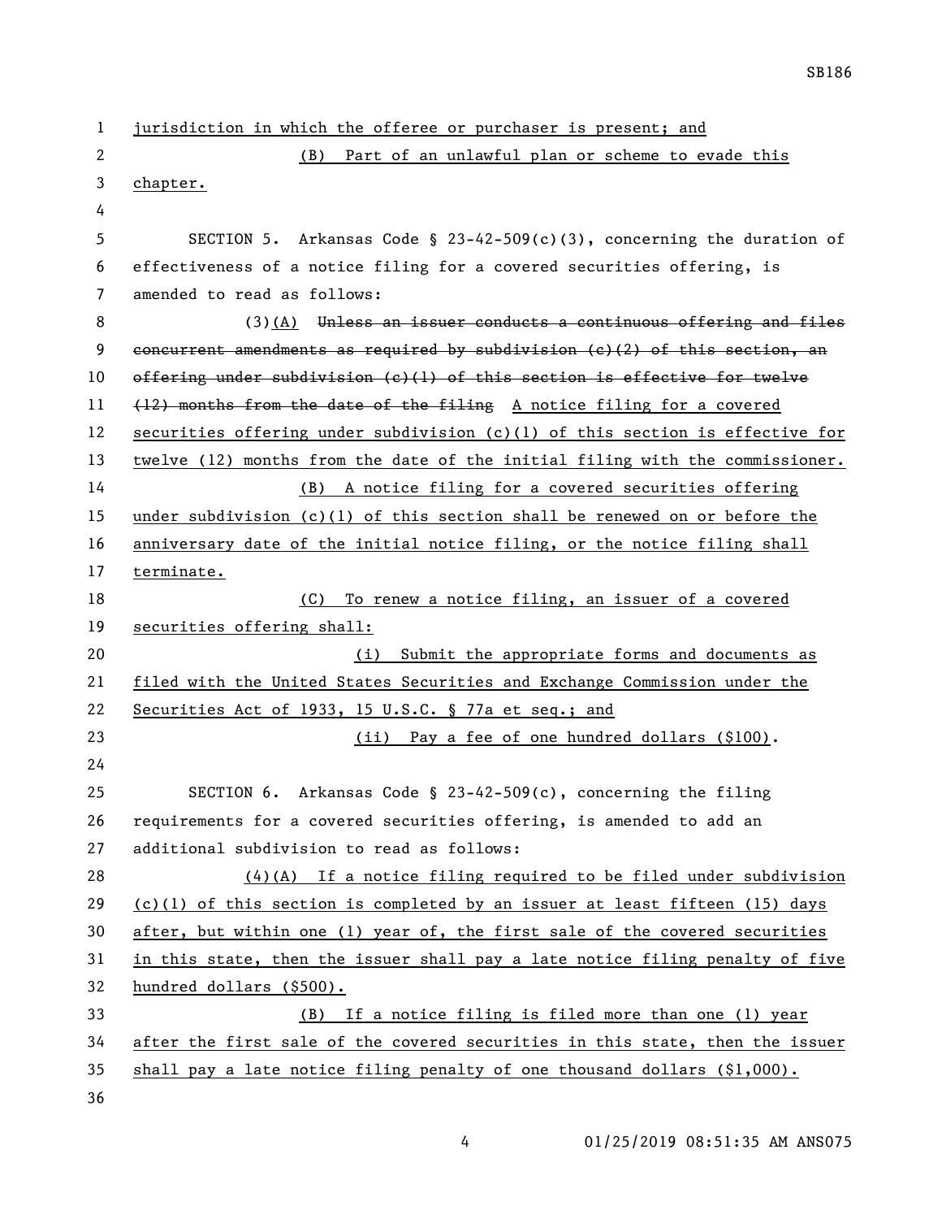jurisdiction in which the offeree or purchaser is present; and

(B) Part of an unlawful plan or scheme to evade this chapter.

SECTION 5. Arkansas Code § 23-42-509(c)(3), concerning the duration of effectiveness of a notice filing for a covered securities offering, is amended to read as follows:

(3)(A) ~~Unless an issuer conducts a continuous offering and files concurrent amendments as required by subdivision (c)(2) of this section, an offering under subdivision (c)(1) of this section is effective for twelve (12) months from the date of the filing~~ A notice filing for a covered securities offering under subdivision (c)(1) of this section is effective for twelve (12) months from the date of the initial filing with the commissioner.

(B) A notice filing for a covered securities offering under subdivision (c)(1) of this section shall be renewed on or before the anniversary date of the initial notice filing, or the notice filing shall terminate.

(C) To renew a notice filing, an issuer of a covered securities offering shall:

(i) Submit the appropriate forms and documents as filed with the United States Securities and Exchange Commission under the Securities Act of 1933, 15 U.S.C. § 77a et seq.; and

(ii) Pay a fee of one hundred dollars ($100).

SECTION 6. Arkansas Code § 23-42-509(c), concerning the filing requirements for a covered securities offering, is amended to add an additional subdivision to read as follows:

(4)(A) If a notice filing required to be filed under subdivision (c)(1) of this section is completed by an issuer at least fifteen (15) days after, but within one (1) year of, the first sale of the covered securities in this state, then the issuer shall pay a late notice filing penalty of five hundred dollars ($500).

(B) If a notice filing is filed more than one (1) year after the first sale of the covered securities in this state, then the issuer shall pay a late notice filing penalty of one thousand dollars ($1,000).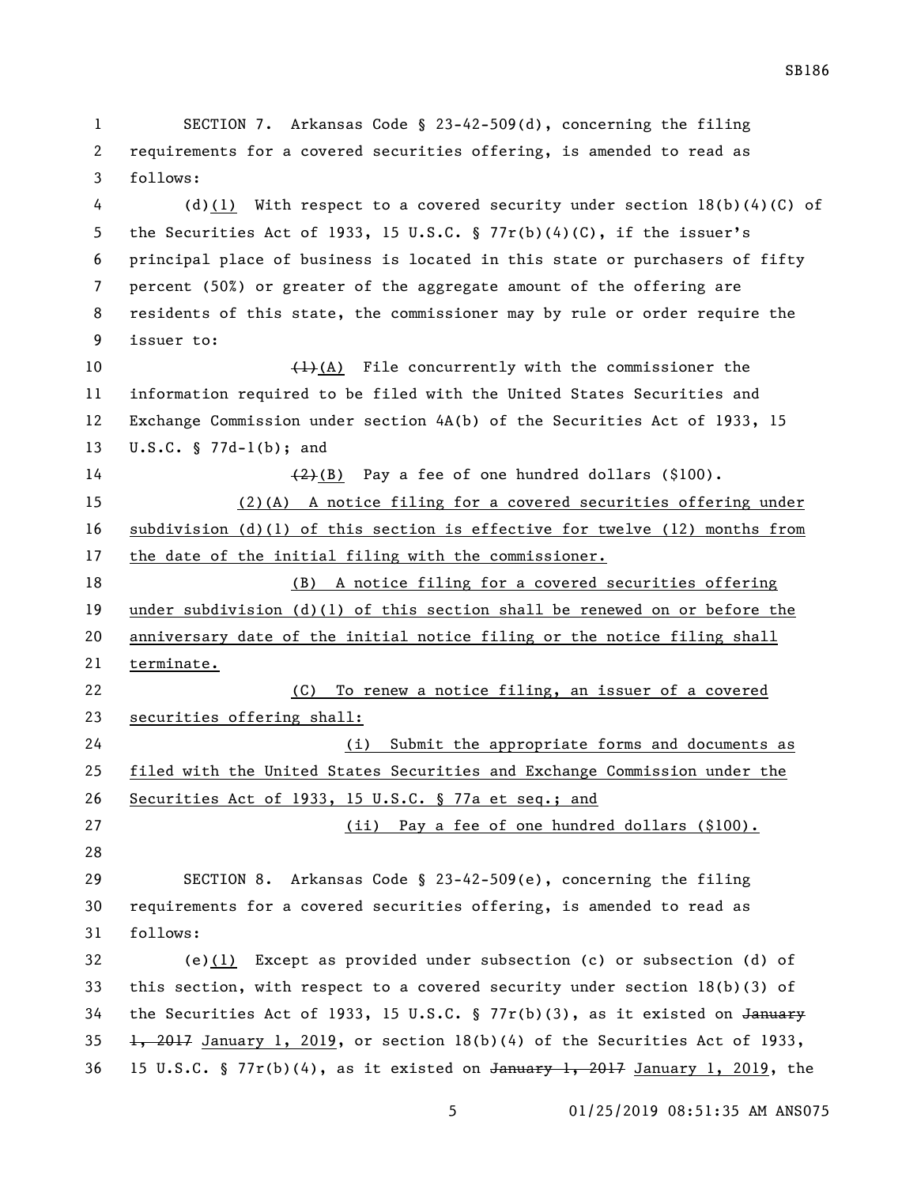SECTION 7. Arkansas Code § 23-42-509(d), concerning the filing requirements for a covered securities offering, is amended to read as follows:

(d)<u>(1)</u> With respect to a covered security under section 18(b)(4)(C) of the Securities Act of 1933, 15 U.S.C. § 77r(b)(4)(C), if the issuer's principal place of business is located in this state or purchasers of fifty percent (50%) or greater of the aggregate amount of the offering are residents of this state, the commissioner may by rule or order require the issuer to:

~~(1)~~<u>(A)</u> File concurrently with the commissioner the information required to be filed with the United States Securities and Exchange Commission under section 4A(b) of the Securities Act of 1933, 15 U.S.C. § 77d-1(b); and

~~(2)~~<u>(B)</u> Pay a fee of one hundred dollars ($100).

<u>(2)(A) A notice filing for a covered securities offering under subdivision (d)(1) of this section is effective for twelve (12) months from the date of the initial filing with the commissioner.</u>

<u>(B) A notice filing for a covered securities offering under subdivision (d)(1) of this section shall be renewed on or before the anniversary date of the initial notice filing or the notice filing shall terminate.</u>

<u>(C) To renew a notice filing, an issuer of a covered securities offering shall:</u>

<u>(i) Submit the appropriate forms and documents as filed with the United States Securities and Exchange Commission under the Securities Act of 1933, 15 U.S.C. § 77a et seq.; and</u>

<u>(ii) Pay a fee of one hundred dollars ($100).</u>

SECTION 8. Arkansas Code § 23-42-509(e), concerning the filing requirements for a covered securities offering, is amended to read as follows:

(e)<u>(1)</u> Except as provided under subsection (c) or subsection (d) of this section, with respect to a covered security under section 18(b)(3) of the Securities Act of 1933, 15 U.S.C. § 77r(b)(3), as it existed on ~~January 1, 2017~~ <u>January 1, 2019</u>, or section 18(b)(4) of the Securities Act of 1933, 15 U.S.C. § 77r(b)(4), as it existed on ~~January 1, 2017~~ <u>January 1, 2019</u>, the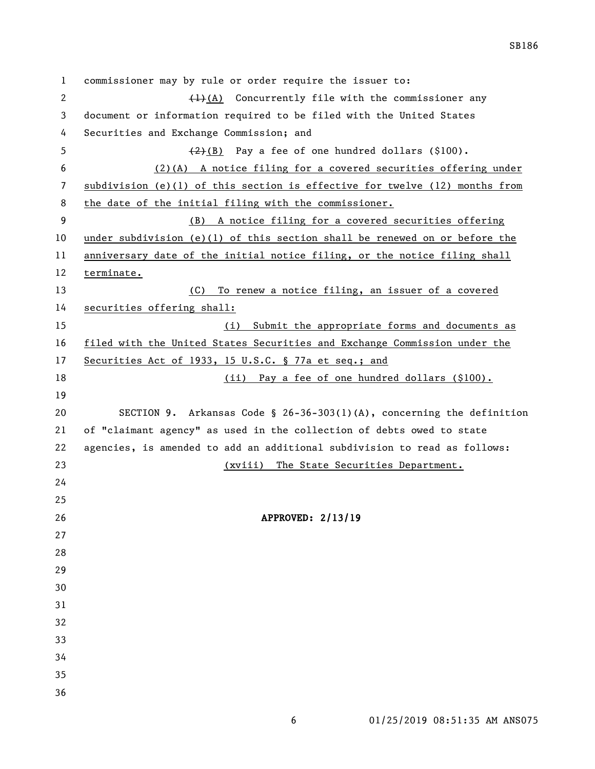commissioner may by rule or order require the issuer to:

~~(1)~~(A) Concurrently file with the commissioner any document or information required to be filed with the United States Securities and Exchange Commission; and

~~(2)~~(B) Pay a fee of one hundred dollars ($100).

(2)(A) A notice filing for a covered securities offering under subdivision (e)(1) of this section is effective for twelve (12) months from the date of the initial filing with the commissioner.

(B) A notice filing for a covered securities offering under subdivision (e)(1) of this section shall be renewed on or before the anniversary date of the initial notice filing, or the notice filing shall terminate.

(C) To renew a notice filing, an issuer of a covered securities offering shall:

(i) Submit the appropriate forms and documents as filed with the United States Securities and Exchange Commission under the Securities Act of 1933, 15 U.S.C. § 77a et seq.; and

(ii) Pay a fee of one hundred dollars ($100).

SECTION 9. Arkansas Code § 26-36-303(1)(A), concerning the definition of "claimant agency" as used in the collection of debts owed to state agencies, is amended to add an additional subdivision to read as follows:

(xviii) The State Securities Department.

**APPROVED: 2/13/19**